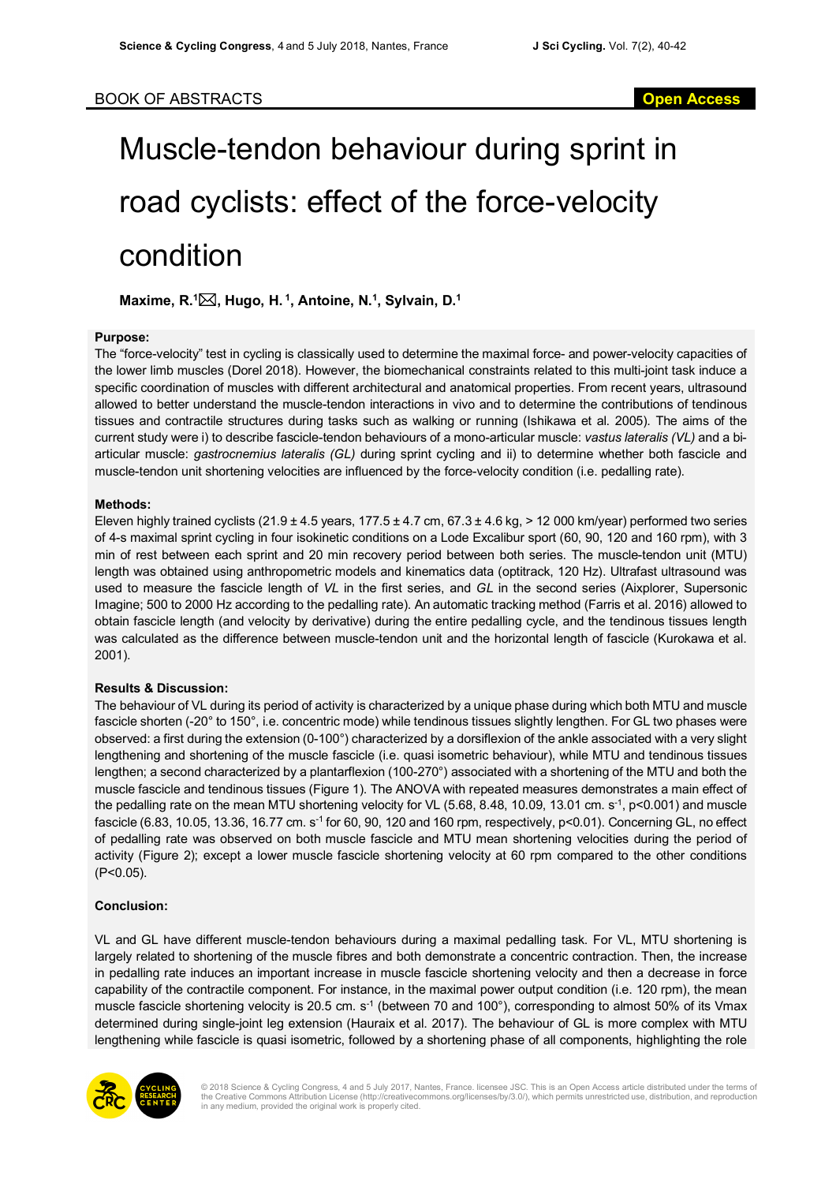BOOK OF ABSTRACTS

Open Access

# Muscle-tendon behaviour during sprint in road cyclists: effect of the force-velocity condition

**Maxime, R.[1]✉, Hugo, H.[1], Antoine, N.[1], Sylvain, D.[1]**

### Purpose:

The "force-velocity" test in cycling is classically used to determine the maximal force- and power-velocity capacities of the lower limb muscles (Dorel 2018). However, the biomechanical constraints related to this multi-joint task induce a specific coordination of muscles with different architectural and anatomical properties. From recent years, ultrasound allowed to better understand the muscle-tendon interactions in vivo and to determine the contributions of tendinous tissues and contractile structures during tasks such as walking or running (Ishikawa et al. 2005). The aims of the current study were i) to describe fascicle-tendon behaviours of a mono-articular muscle: *vastus lateralis (VL)* and a bi-articular muscle: *gastrocnemius lateralis (GL)* during sprint cycling and ii) to determine whether both fascicle and muscle-tendon unit shortening velocities are influenced by the force-velocity condition (i.e. pedalling rate).

### Methods:

Eleven highly trained cyclists (21.9 ± 4.5 years, 177.5 ± 4.7 cm, 67.3 ± 4.6 kg, > 12 000 km/year) performed two series of 4-s maximal sprint cycling in four isokinetic conditions on a Lode Excalibur sport (60, 90, 120 and 160 rpm), with 3 min of rest between each sprint and 20 min recovery period between both series. The muscle-tendon unit (MTU) length was obtained using anthropometric models and kinematics data (optitrack, 120 Hz). Ultrafast ultrasound was used to measure the fascicle length of *VL* in the first series, and *GL* in the second series (Aixplorer, Supersonic Imagine; 500 to 2000 Hz according to the pedalling rate). An automatic tracking method (Farris et al. 2016) allowed to obtain fascicle length (and velocity by derivative) during the entire pedalling cycle, and the tendinous tissues length was calculated as the difference between muscle-tendon unit and the horizontal length of fascicle (Kurokawa et al. 2001).

### Results & Discussion:

The behaviour of VL during its period of activity is characterized by a unique phase during which both MTU and muscle fascicle shorten (-20° to 150°, i.e. concentric mode) while tendinous tissues slightly lengthen. For GL two phases were observed: a first during the extension (0-100°) characterized by a dorsiflexion of the ankle associated with a very slight lengthening and shortening of the muscle fascicle (i.e. quasi isometric behaviour), while MTU and tendinous tissues lengthen; a second characterized by a plantarflexion (100-270°) associated with a shortening of the MTU and both the muscle fascicle and tendinous tissues (Figure 1). The ANOVA with repeated measures demonstrates a main effect of the pedalling rate on the mean MTU shortening velocity for VL (5.68, 8.48, 10.09, 13.01 cm. $s^{-1}$, $p<0.001$) and muscle fascicle (6.83, 10.05, 13.36, 16.77 cm. $s^{-1}$ for 60, 90, 120 and 160 rpm, respectively, $p<0.01$). Concerning GL, no effect of pedalling rate was observed on both muscle fascicle and MTU mean shortening velocities during the period of activity (Figure 2); except a lower muscle fascicle shortening velocity at 60 rpm compared to the other conditions ($P<0.05$).

### Conclusion:

VL and GL have different muscle-tendon behaviours during a maximal pedalling task. For VL, MTU shortening is largely related to shortening of the muscle fibres and both demonstrate a concentric contraction. Then, the increase in pedalling rate induces an important increase in muscle fascicle shortening velocity and then a decrease in force capability of the contractile component. For instance, in the maximal power output condition (i.e. 120 rpm), the mean muscle fascicle shortening velocity is 20.5 cm. $s^{-1}$ (between 70 and 100°), corresponding to almost 50% of its Vmax determined during single-joint leg extension (Hauraix et al. 2017). The behaviour of GL is more complex with MTU lengthening while fascicle is quasi isometric, followed by a shortening phase of all components, highlighting the role

© 2018 Science & Cycling Congress, 4 and 5 July 2017, Nantes, France. licensee JSC. This is an Open Access article distributed under the terms of the Creative Commons Attribution License (http://creativecommons.org/licenses/by/3.0/), which permits unrestricted use, distribution, and reproduction in any medium, provided the original work is properly cited.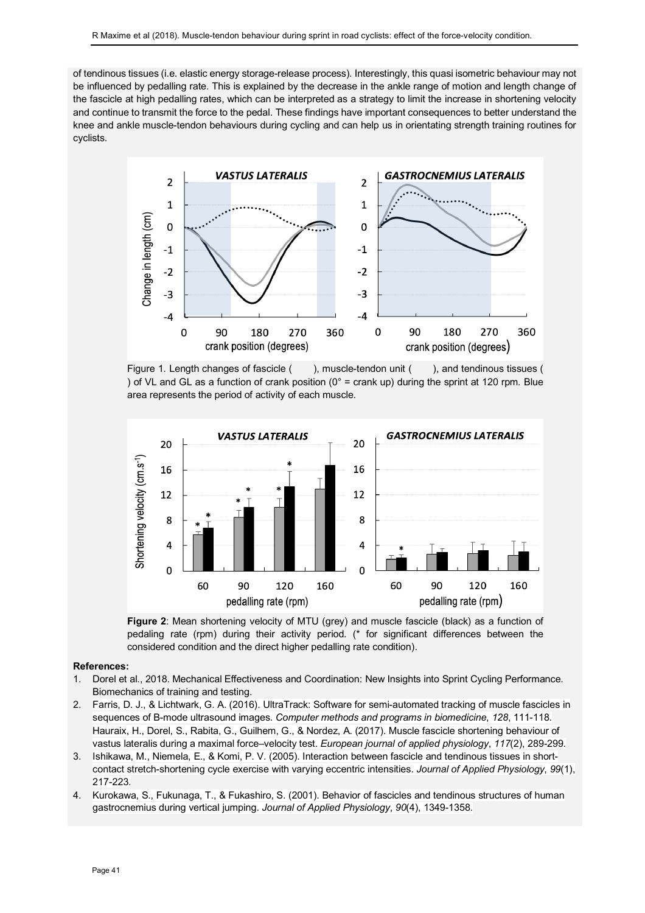of tendinous tissues (i.e. elastic energy storage-release process). Interestingly, this quasi isometric behaviour may not be influenced by pedalling rate. This is explained by the decrease in the ankle range of motion and length change of the fascicle at high pedalling rates, which can be interpreted as a strategy to limit the increase in shortening velocity and continue to transmit the force to the pedal. These findings have important consequences to better understand the knee and ankle muscle-tendon behaviours during cycling and can help us in orientating strength training routines for cyclists.

Figure 1. Length changes of fascicle ( ), muscle-tendon unit ( ), and tendinous tissues ( ) of VL and GL as a function of crank position (0° = crank up) during the sprint at 120 rpm. Blue area represents the period of activity of each muscle.

**Figure 2**: Mean shortening velocity of MTU (grey) and muscle fascicle (black) as a function of pedaling rate (rpm) during their activity period. (* for significant differences between the considered condition and the direct higher pedalling rate condition).

**References:**

1. Dorel et al., 2018. Mechanical Effectiveness and Coordination: New Insights into Sprint Cycling Performance. Biomechanics of training and testing.
2. Farris, D. J., & Lichtwark, G. A. (2016). UltraTrack: Software for semi-automated tracking of muscle fascicles in sequences of B-mode ultrasound images. *Computer methods and programs in biomedicine*, *128*, 111-118. Hauraix, H., Dorel, S., Rabita, G., Guilhem, G., & Nordez, A. (2017). Muscle fascicle shortening behaviour of vastus lateralis during a maximal force–velocity test. *European journal of applied physiology*, *117*(2), 289-299.
3. Ishikawa, M., Niemela, E., & Komi, P. V. (2005). Interaction between fascicle and tendinous tissues in short-contact stretch-shortening cycle exercise with varying eccentric intensities. *Journal of Applied Physiology*, *99*(1), 217-223.
4. Kurokawa, S., Fukunaga, T., & Fukashiro, S. (2001). Behavior of fascicles and tendinous structures of human gastrocnemius during vertical jumping. *Journal of Applied Physiology*, *90*(4), 1349-1358.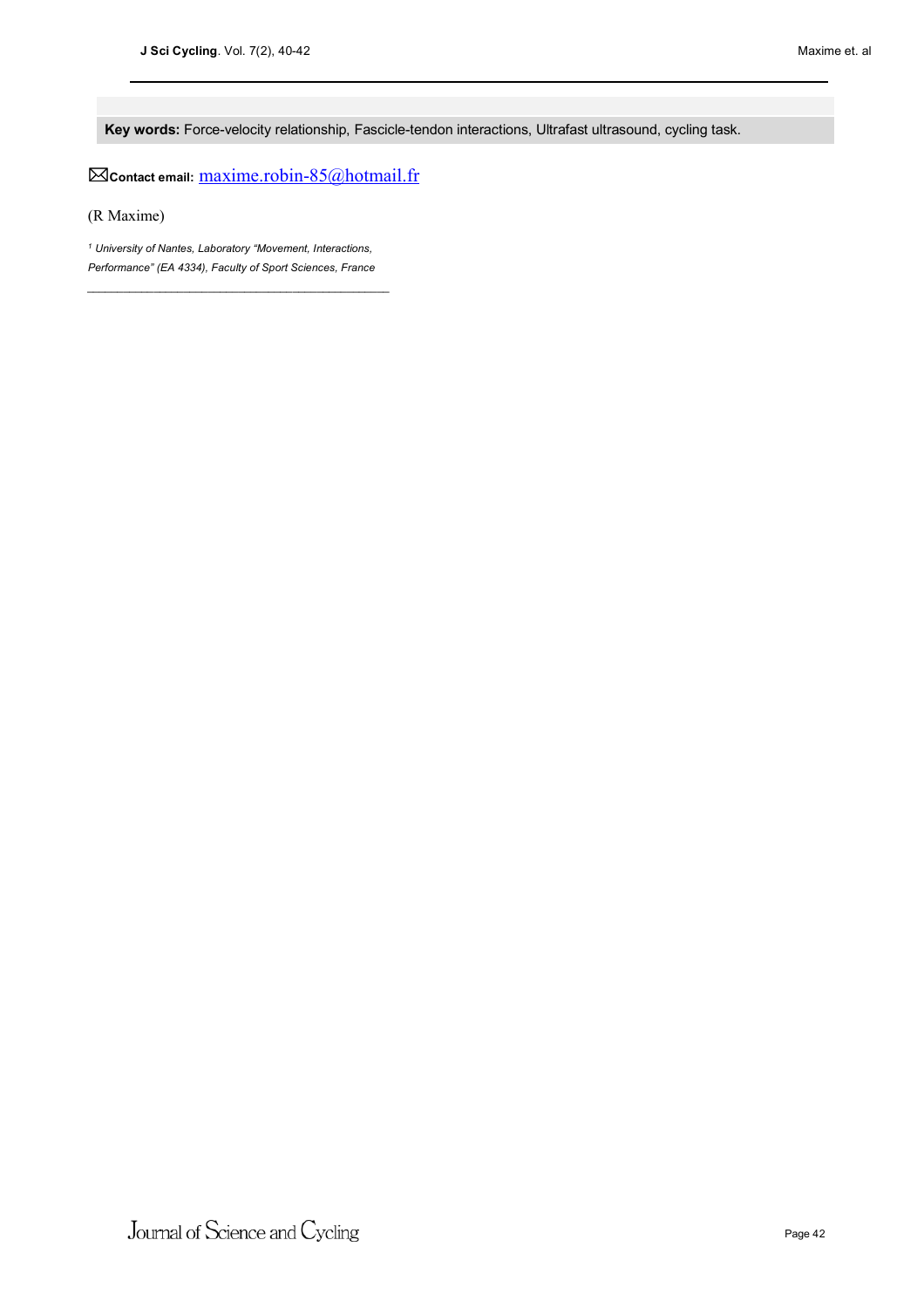**Key words:** Force-velocity relationship, Fascicle-tendon interactions, Ultrafast ultrasound, cycling task.

✉**Contact email:** maxime.robin-85@hotmail.fr

(R Maxime)

[1] *University of Nantes, Laboratory "Movement, Interactions, Performance" (EA 4334), Faculty of Sport Sciences, France*

---